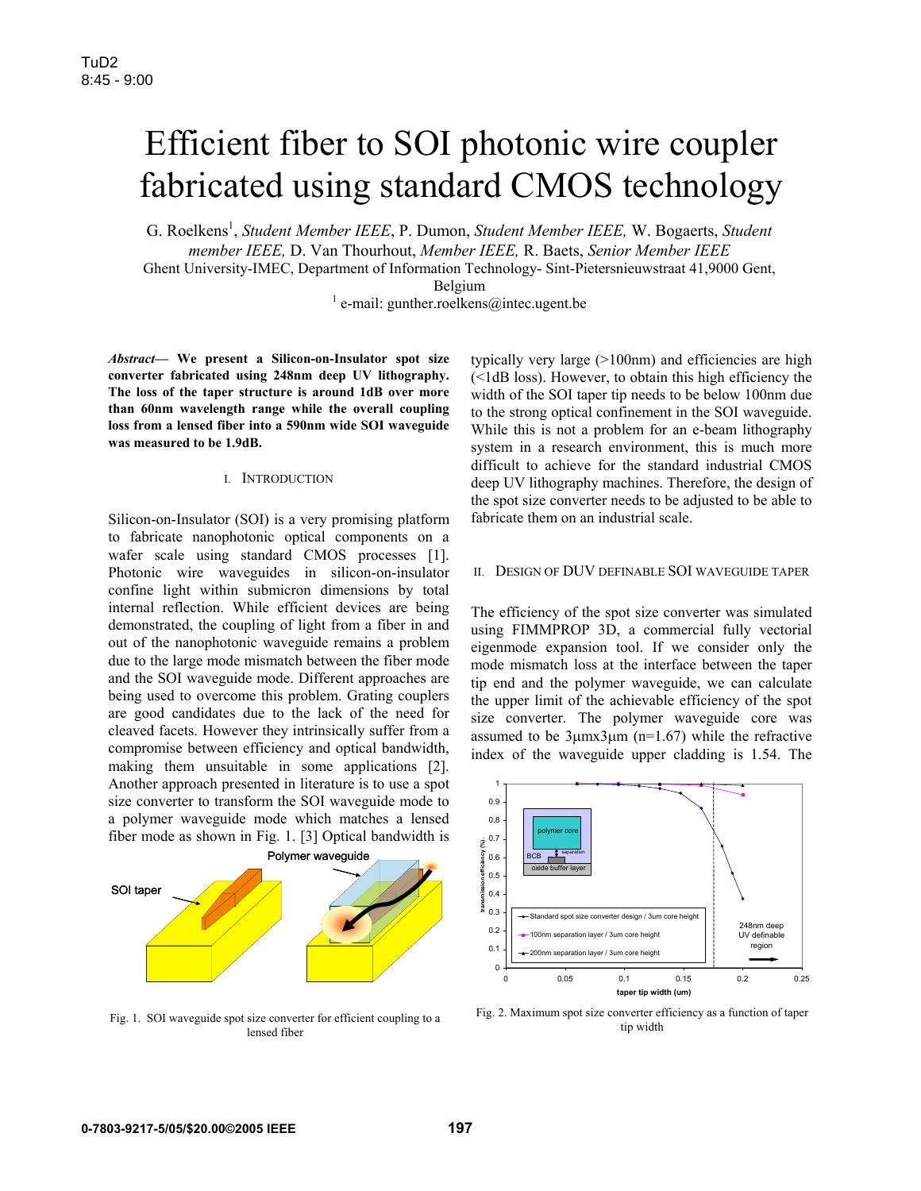# Efficient fiber to SOI photonic wire coupler fabricated using standard CMOS technology

G. Roelkens[1], *Student Member IEEE*, P. Dumon, *Student Member IEEE,* W. Bogaerts, *Student member IEEE,* D. Van Thourhout, *Member IEEE,* R. Baets, *Senior Member IEEE*
Ghent University-IMEC, Department of Information Technology- Sint-Pietersnieuwstraat 41,9000 Gent, Belgium
[1] e-mail: gunther.roelkens@intec.ugent.be

***Abstract*— We present a Silicon-on-Insulator spot size converter fabricated using 248nm deep UV lithography. The loss of the taper structure is around 1dB over more than 60nm wavelength range while the overall coupling loss from a lensed fiber into a 590nm wide SOI waveguide was measured to be 1.9dB.**

## I. Introduction

Silicon-on-Insulator (SOI) is a very promising platform to fabricate nanophotonic optical components on a wafer scale using standard CMOS processes [1]. Photonic wire waveguides in silicon-on-insulator confine light within submicron dimensions by total internal reflection. While efficient devices are being demonstrated, the coupling of light from a fiber in and out of the nanophotonic waveguide remains a problem due to the large mode mismatch between the fiber mode and the SOI waveguide mode. Different approaches are being used to overcome this problem. Grating couplers are good candidates due to the lack of the need for cleaved facets. However they intrinsically suffer from a compromise between efficiency and optical bandwidth, making them unsuitable in some applications [2]. Another approach presented in literature is to use a spot size converter to transform the SOI waveguide mode to a polymer waveguide mode which matches a lensed fiber mode as shown in Fig. 1. [3] Optical bandwidth is typically very large (>100nm) and efficiencies are high (<1dB loss). However, to obtain this high efficiency the width of the SOI taper tip needs to be below 100nm due to the strong optical confinement in the SOI waveguide. While this is not a problem for an e-beam lithography system in a research environment, this is much more difficult to achieve for the standard industrial CMOS deep UV lithography machines. Therefore, the design of the spot size converter needs to be adjusted to be able to fabricate them on an industrial scale.

Fig. 1. SOI waveguide spot size converter for efficient coupling to a lensed fiber

## II. Design of DUV definable SOI waveguide taper

The efficiency of the spot size converter was simulated using FIMMPROP 3D, a commercial fully vectorial eigenmode expansion tool. If we consider only the mode mismatch loss at the interface between the taper tip end and the polymer waveguide, we can calculate the upper limit of the achievable efficiency of the spot size converter. The polymer waveguide core was assumed to be 3µmx3µm (n=1.67) while the refractive index of the waveguide upper cladding is 1.54. The

Fig. 2. Maximum spot size converter efficiency as a function of taper tip width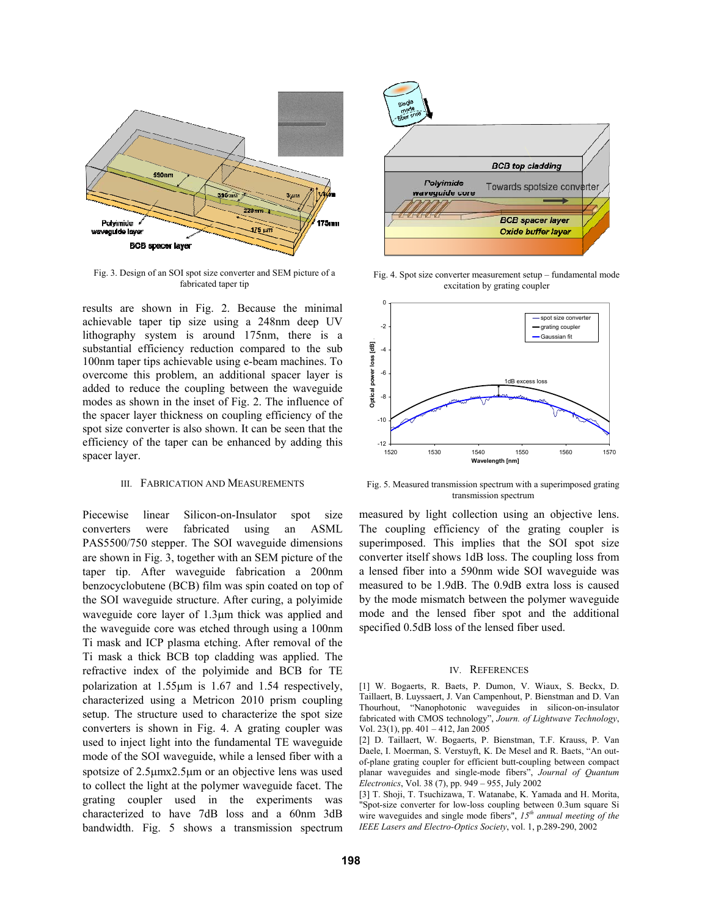590nm

390nm

3μm

1.3μm

220nm

175nm

175 μm

Polyimide waveguide layer

BCB spacer layer

Fig. 3. Design of an SOI spot size converter and SEM picture of a fabricated taper tip

Single mode fiber end

BCB top cladding

Polyimide waveguide core

Towards spotsize converter

BCB spacer layer

Oxide buffer layer

Fig. 4. Spot size converter measurement setup – fundamental mode excitation by grating coupler

results are shown in Fig. 2. Because the minimal achievable taper tip size using a 248nm deep UV lithography system is around 175nm, there is a substantial efficiency reduction compared to the sub 100nm taper tips achievable using e-beam machines. To overcome this problem, an additional spacer layer is added to reduce the coupling between the waveguide modes as shown in the inset of Fig. 2. The influence of the spacer layer thickness on coupling efficiency of the spot size converter is also shown. It can be seen that the efficiency of the taper can be enhanced by adding this spacer layer.

## III. Fabrication and Measurements

Piecewise linear Silicon-on-Insulator spot size converters were fabricated using an ASML PAS5500/750 stepper. The SOI waveguide dimensions are shown in Fig. 3, together with an SEM picture of the taper tip. After waveguide fabrication a 200nm benzocyclobutene (BCB) film was spin coated on top of the SOI waveguide structure. After curing, a polyimide waveguide core layer of 1.3μm thick was applied and the waveguide core was etched through using a 100nm Ti mask and ICP plasma etching. After removal of the Ti mask a thick BCB top cladding was applied. The refractive index of the polyimide and BCB for TE polarization at 1.55μm is 1.67 and 1.54 respectively, characterized using a Metricon 2010 prism coupling setup. The structure used to characterize the spot size converters is shown in Fig. 4. A grating coupler was used to inject light into the fundamental TE waveguide mode of the SOI waveguide, while a lensed fiber with a spotsize of 2.5μmx2.5μm or an objective lens was used to collect the light at the polymer waveguide facet. The grating coupler used in the experiments was characterized to have 7dB loss and a 60nm 3dB bandwidth. Fig. 5 shows a transmission spectrum measured by light collection using an objective lens. The coupling efficiency of the grating coupler is superimposed. This implies that the SOI spot size converter itself shows 1dB loss. The coupling loss from a lensed fiber into a 590nm wide SOI waveguide was measured to be 1.9dB. The 0.9dB extra loss is caused by the mode mismatch between the polymer waveguide mode and the lensed fiber spot and the additional specified 0.5dB loss of the lensed fiber used.

spot size converter
grating coupler
Gaussian fit

1dB excess loss

Optical power loss [dB]

0
-2
-4
-6
-8
-10
-12

1520 1530 1540 1550 1560 1570

Wavelength [nm]

Fig. 5. Measured transmission spectrum with a superimposed grating transmission spectrum

## IV. References

[1] W. Bogaerts, R. Baets, P. Dumon, V. Wiaux, S. Beckx, D. Taillaert, B. Luyssaert, J. Van Campenhout, P. Bienstman and D. Van Thourhout, "Nanophotonic waveguides in silicon-on-insulator fabricated with CMOS technology", *Journ. of Lightwave Technology*, Vol. 23(1), pp. 401 – 412, Jan 2005

[2] D. Taillaert, W. Bogaerts, P. Bienstman, T.F. Krauss, P. Van Daele, I. Moerman, S. Verstuyft, K. De Mesel and R. Baets, "An out-of-plane grating coupler for efficient butt-coupling between compact planar waveguides and single-mode fibers", *Journal of Quantum Electronics*, Vol. 38 (7), pp. 949 – 955, July 2002

[3] T. Shoji, T. Tsuchizawa, T. Watanabe, K. Yamada and H. Morita, "Spot-size converter for low-loss coupling between 0.3um square Si wire waveguides and single mode fibers", *15th annual meeting of the IEEE Lasers and Electro-Optics Society*, vol. 1, p.289-290, 2002